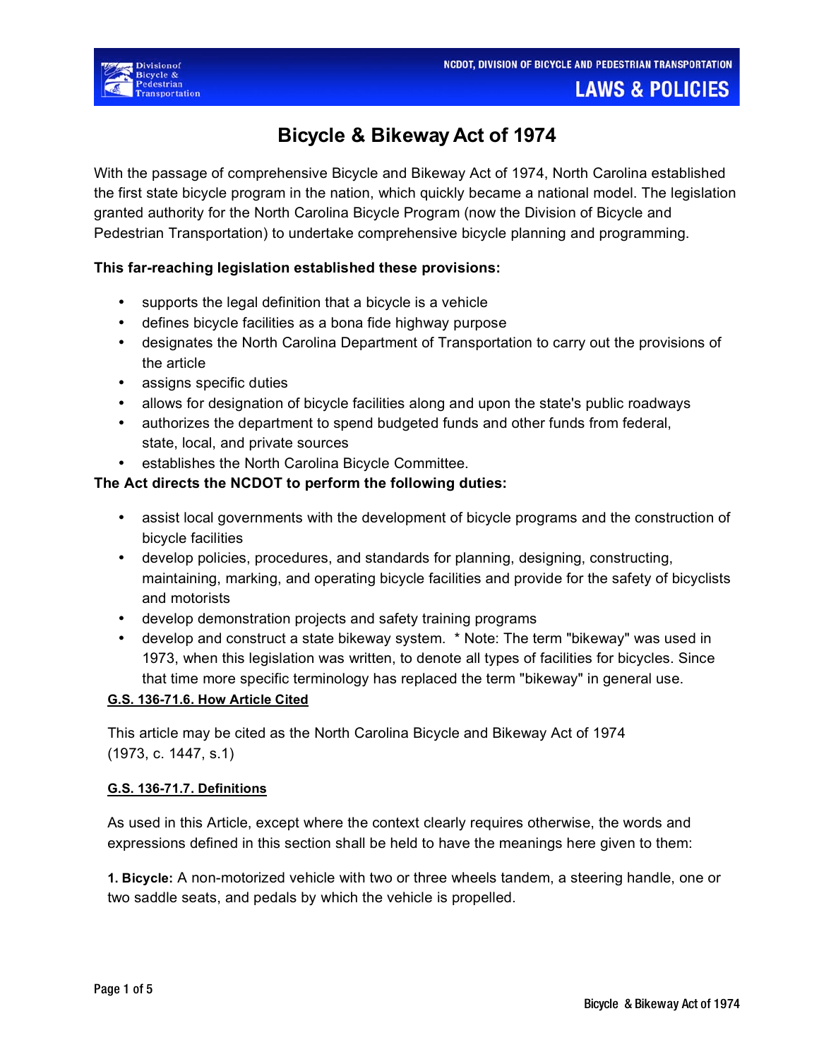# Bicycle & Bikeway Act of 1974

With the passage of comprehensive Bicycle and Bikeway Act of 1974, North Carolina established the first state bicycle program in the nation, which quickly became a national model. The legislation granted authority for the North Carolina Bicycle Program (now the Division of Bicycle and Pedestrian Transportation) to undertake comprehensive bicycle planning and programming.

**This far-reaching legislation established these provisions:**

- supports the legal definition that a bicycle is a vehicle
- defines bicycle facilities as a bona fide highway purpose
- designates the North Carolina Department of Transportation to carry out the provisions of the article
- assigns specific duties
- allows for designation of bicycle facilities along and upon the state's public roadways
- authorizes the department to spend budgeted funds and other funds from federal, state, local, and private sources
- establishes the North Carolina Bicycle Committee.

**The Act directs the NCDOT to perform the following duties:**

- assist local governments with the development of bicycle programs and the construction of bicycle facilities
- develop policies, procedures, and standards for planning, designing, constructing, maintaining, marking, and operating bicycle facilities and provide for the safety of bicyclists and motorists
- develop demonstration projects and safety training programs
- develop and construct a state bikeway system. * Note: The term "bikeway" was used in 1973, when this legislation was written, to denote all types of facilities for bicycles. Since that time more specific terminology has replaced the term "bikeway" in general use.

**G.S. 136-71.6. How Article Cited**

This article may be cited as the North Carolina Bicycle and Bikeway Act of 1974 (1973, c. 1447, s.1)

**G.S. 136-71.7. Definitions**

As used in this Article, except where the context clearly requires otherwise, the words and expressions defined in this section shall be held to have the meanings here given to them:

**1. Bicycle:** A non-motorized vehicle with two or three wheels tandem, a steering handle, one or two saddle seats, and pedals by which the vehicle is propelled.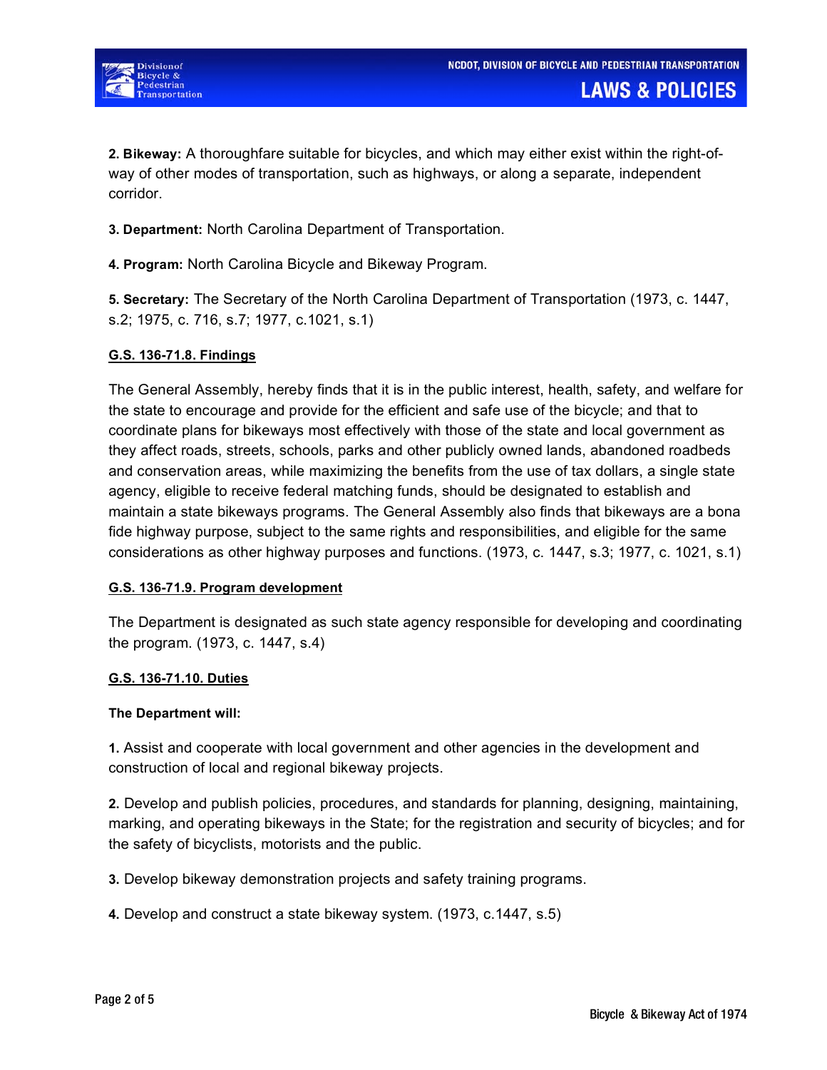**2. Bikeway:** A thoroughfare suitable for bicycles, and which may either exist within the right-of-way of other modes of transportation, such as highways, or along a separate, independent corridor.

**3. Department:** North Carolina Department of Transportation.

**4. Program:** North Carolina Bicycle and Bikeway Program.

**5. Secretary:** The Secretary of the North Carolina Department of Transportation (1973, c. 1447, s.2; 1975, c. 716, s.7; 1977, c.1021, s.1)

**G.S. 136-71.8. Findings**

The General Assembly, hereby finds that it is in the public interest, health, safety, and welfare for the state to encourage and provide for the efficient and safe use of the bicycle; and that to coordinate plans for bikeways most effectively with those of the state and local government as they affect roads, streets, schools, parks and other publicly owned lands, abandoned roadbeds and conservation areas, while maximizing the benefits from the use of tax dollars, a single state agency, eligible to receive federal matching funds, should be designated to establish and maintain a state bikeways programs. The General Assembly also finds that bikeways are a bona fide highway purpose, subject to the same rights and responsibilities, and eligible for the same considerations as other highway purposes and functions. (1973, c. 1447, s.3; 1977, c. 1021, s.1)

**G.S. 136-71.9. Program development**

The Department is designated as such state agency responsible for developing and coordinating the program. (1973, c. 1447, s.4)

**G.S. 136-71.10. Duties**

**The Department will:**

**1.** Assist and cooperate with local government and other agencies in the development and construction of local and regional bikeway projects.

**2.** Develop and publish policies, procedures, and standards for planning, designing, maintaining, marking, and operating bikeways in the State; for the registration and security of bicycles; and for the safety of bicyclists, motorists and the public.

**3.** Develop bikeway demonstration projects and safety training programs.

**4.** Develop and construct a state bikeway system. (1973, c.1447, s.5)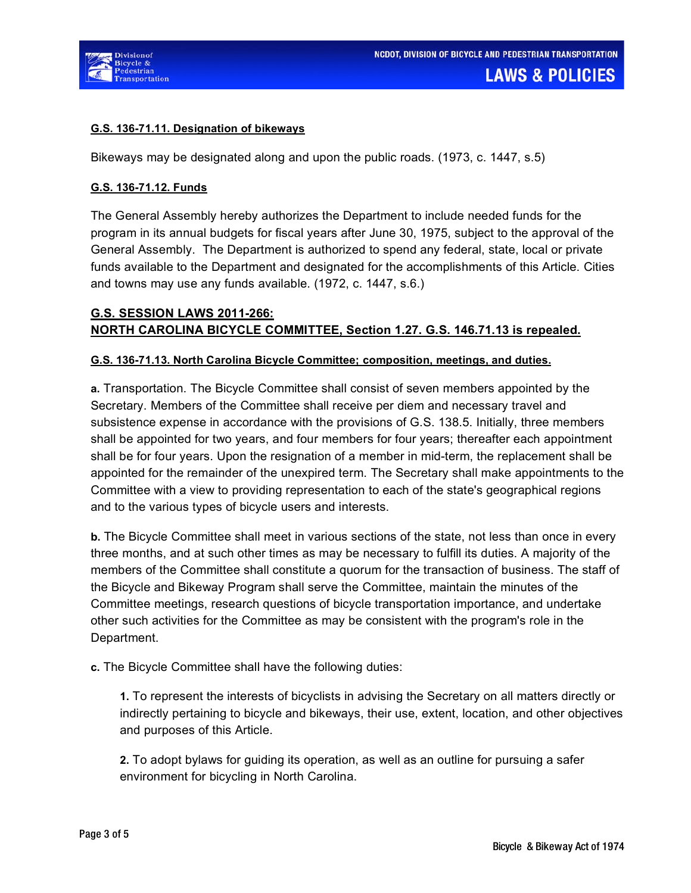**G.S. 136-71.11. Designation of bikeways**

Bikeways may be designated along and upon the public roads. (1973, c. 1447, s.5)

**G.S. 136-71.12. Funds**

The General Assembly hereby authorizes the Department to include needed funds for the program in its annual budgets for fiscal years after June 30, 1975, subject to the approval of the General Assembly. The Department is authorized to spend any federal, state, local or private funds available to the Department and designated for the accomplishments of this Article. Cities and towns may use any funds available. (1972, c. 1447, s.6.)

## G.S. SESSION LAWS 2011-266: NORTH CAROLINA BICYCLE COMMITTEE, Section 1.27. G.S. 146.71.13 is repealed.

**G.S. 136-71.13. North Carolina Bicycle Committee; composition, meetings, and duties.**

**a.** Transportation. The Bicycle Committee shall consist of seven members appointed by the Secretary. Members of the Committee shall receive per diem and necessary travel and subsistence expense in accordance with the provisions of G.S. 138.5. Initially, three members shall be appointed for two years, and four members for four years; thereafter each appointment shall be for four years. Upon the resignation of a member in mid-term, the replacement shall be appointed for the remainder of the unexpired term. The Secretary shall make appointments to the Committee with a view to providing representation to each of the state's geographical regions and to the various types of bicycle users and interests.

**b.** The Bicycle Committee shall meet in various sections of the state, not less than once in every three months, and at such other times as may be necessary to fulfill its duties. A majority of the members of the Committee shall constitute a quorum for the transaction of business. The staff of the Bicycle and Bikeway Program shall serve the Committee, maintain the minutes of the Committee meetings, research questions of bicycle transportation importance, and undertake other such activities for the Committee as may be consistent with the program's role in the Department.

**c.** The Bicycle Committee shall have the following duties:

> **1.** To represent the interests of bicyclists in advising the Secretary on all matters directly or indirectly pertaining to bicycle and bikeways, their use, extent, location, and other objectives and purposes of this Article.
>
> **2.** To adopt bylaws for guiding its operation, as well as an outline for pursuing a safer environment for bicycling in North Carolina.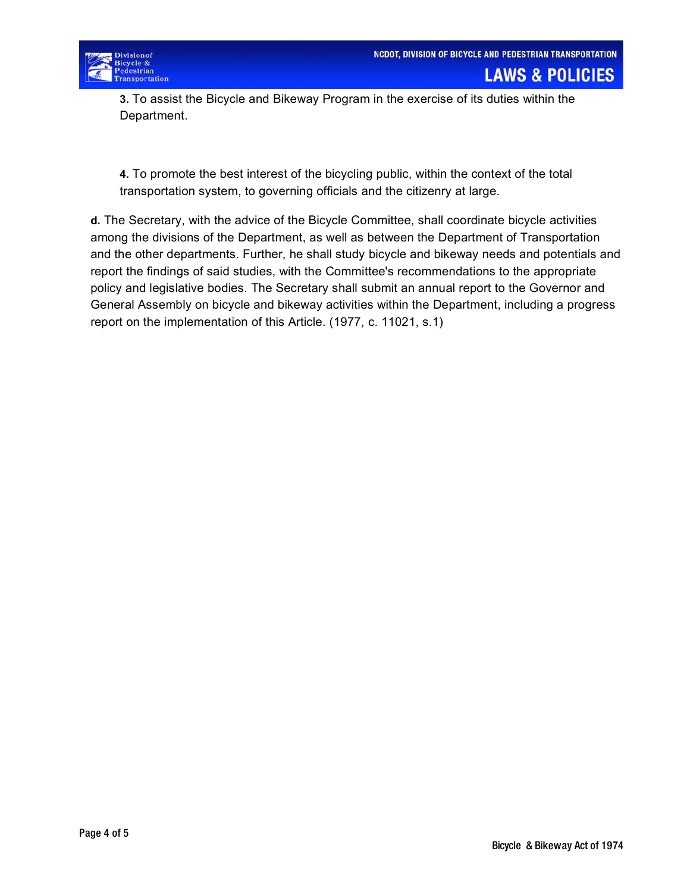**3.** To assist the Bicycle and Bikeway Program in the exercise of its duties within the Department.

**4.** To promote the best interest of the bicycling public, within the context of the total transportation system, to governing officials and the citizenry at large.

**d.** The Secretary, with the advice of the Bicycle Committee, shall coordinate bicycle activities among the divisions of the Department, as well as between the Department of Transportation and the other departments. Further, he shall study bicycle and bikeway needs and potentials and report the findings of said studies, with the Committee's recommendations to the appropriate policy and legislative bodies. The Secretary shall submit an annual report to the Governor and General Assembly on bicycle and bikeway activities within the Department, including a progress report on the implementation of this Article. (1977, c. 11021, s.1)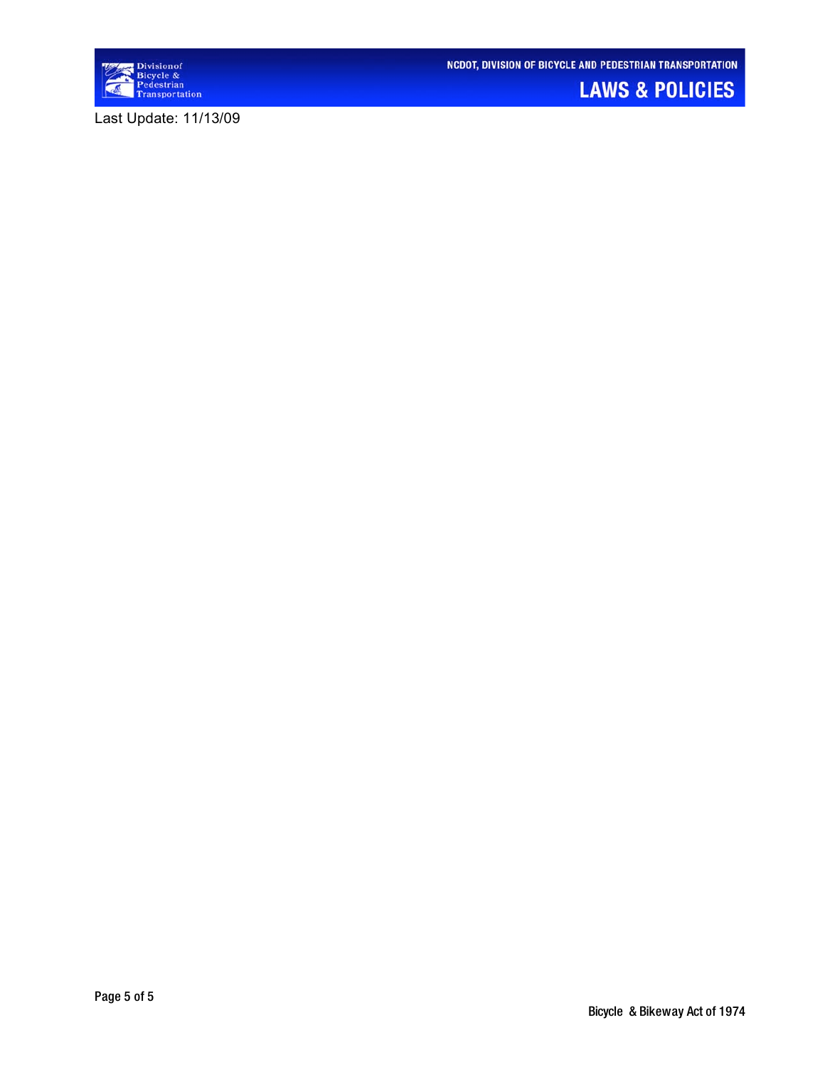Last Update: 11/13/09